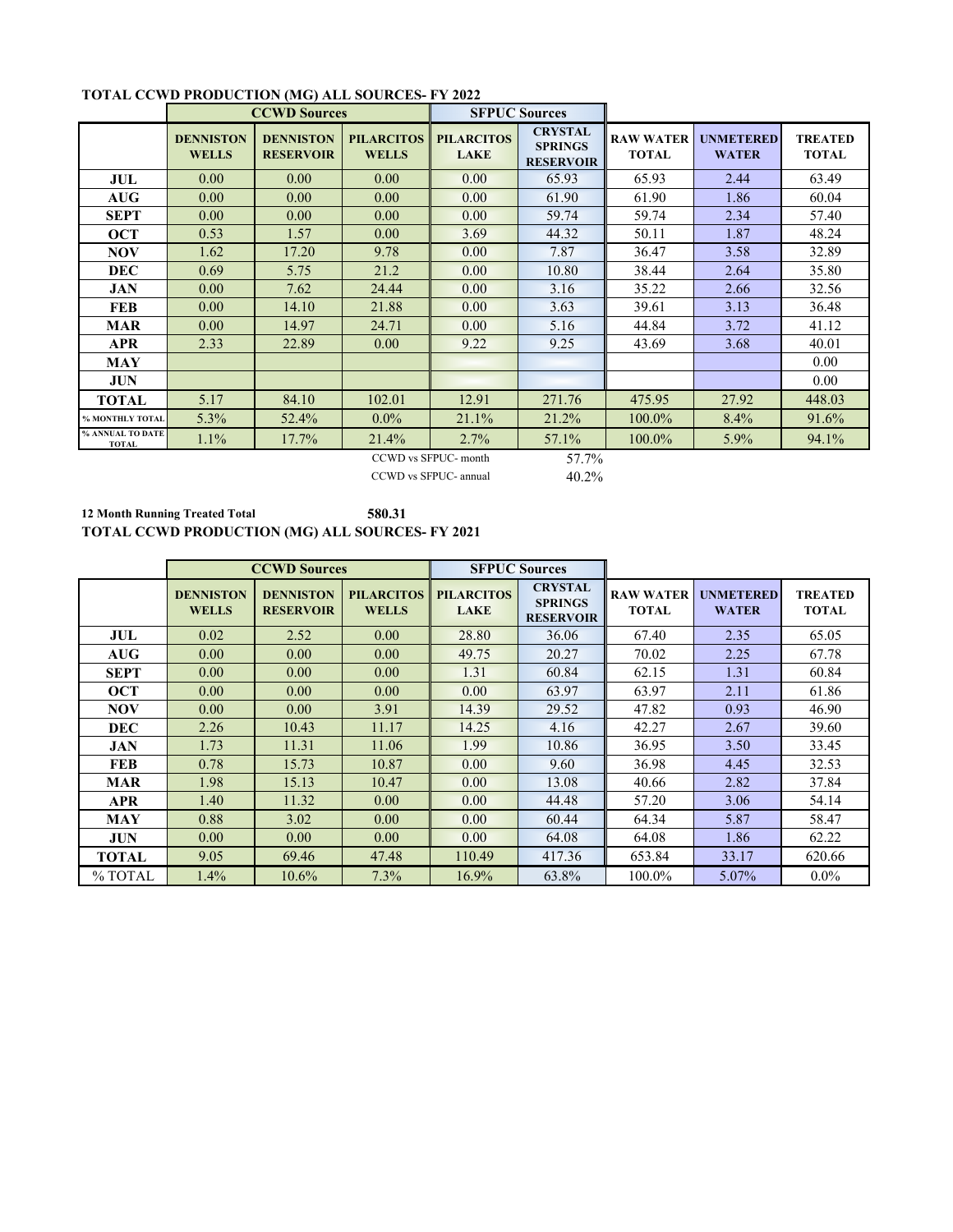**TOTAL CCWD PRODUCTION (MG) ALL SOURCES- FY 2022**

| | CCWD Sources | | | SFPUC Sources | | | | |
|---|---|---|---|---|---|---|---|---|
| | **DENNISTON WELLS** | **DENNISTON RESERVOIR** | **PILARCITOS WELLS** | **PILARCITOS LAKE** | **CRYSTAL SPRINGS RESERVOIR** | **RAW WATER TOTAL** | **UNMETERED WATER** | **TREATED TOTAL** |
| **JUL** | 0.00 | 0.00 | 0.00 | 0.00 | 65.93 | 65.93 | 2.44 | 63.49 |
| **AUG** | 0.00 | 0.00 | 0.00 | 0.00 | 61.90 | 61.90 | 1.86 | 60.04 |
| **SEPT** | 0.00 | 0.00 | 0.00 | 0.00 | 59.74 | 59.74 | 2.34 | 57.40 |
| **OCT** | 0.53 | 1.57 | 0.00 | 3.69 | 44.32 | 50.11 | 1.87 | 48.24 |
| **NOV** | 1.62 | 17.20 | 9.78 | 0.00 | 7.87 | 36.47 | 3.58 | 32.89 |
| **DEC** | 0.69 | 5.75 | 21.2 | 0.00 | 10.80 | 38.44 | 2.64 | 35.80 |
| **JAN** | 0.00 | 7.62 | 24.44 | 0.00 | 3.16 | 35.22 | 2.66 | 32.56 |
| **FEB** | 0.00 | 14.10 | 21.88 | 0.00 | 3.63 | 39.61 | 3.13 | 36.48 |
| **MAR** | 0.00 | 14.97 | 24.71 | 0.00 | 5.16 | 44.84 | 3.72 | 41.12 |
| **APR** | 2.33 | 22.89 | 0.00 | 9.22 | 9.25 | 43.69 | 3.68 | 40.01 |
| **MAY** | | | | | | | | 0.00 |
| **JUN** | | | | | | | | 0.00 |
| **TOTAL** | 5.17 | 84.10 | 102.01 | 12.91 | 271.76 | 475.95 | 27.92 | 448.03 |
| **% MONTHLY TOTAL** | 5.3% | 52.4% | 0.0% | 21.1% | 21.2% | 100.0% | 8.4% | 91.6% |
| **% ANNUAL TO DATE TOTAL** | 1.1% | 17.7% | 21.4% | 2.7% | 57.1% | 100.0% | 5.9% | 94.1% |

CCWD vs SFPUC- month 57.7%

CCWD vs SFPUC- annual 40.2%

**12 Month Running Treated Total** **580.31**

**TOTAL CCWD PRODUCTION (MG) ALL SOURCES- FY 2021**

| | CCWD Sources | | | SFPUC Sources | | | | |
|---|---|---|---|---|---|---|---|---|
| | **DENNISTON WELLS** | **DENNISTON RESERVOIR** | **PILARCITOS WELLS** | **PILARCITOS LAKE** | **CRYSTAL SPRINGS RESERVOIR** | **RAW WATER TOTAL** | **UNMETERED WATER** | **TREATED TOTAL** |
| **JUL** | 0.02 | 2.52 | 0.00 | 28.80 | 36.06 | 67.40 | 2.35 | 65.05 |
| **AUG** | 0.00 | 0.00 | 0.00 | 49.75 | 20.27 | 70.02 | 2.25 | 67.78 |
| **SEPT** | 0.00 | 0.00 | 0.00 | 1.31 | 60.84 | 62.15 | 1.31 | 60.84 |
| **OCT** | 0.00 | 0.00 | 0.00 | 0.00 | 63.97 | 63.97 | 2.11 | 61.86 |
| **NOV** | 0.00 | 0.00 | 3.91 | 14.39 | 29.52 | 47.82 | 0.93 | 46.90 |
| **DEC** | 2.26 | 10.43 | 11.17 | 14.25 | 4.16 | 42.27 | 2.67 | 39.60 |
| **JAN** | 1.73 | 11.31 | 11.06 | 1.99 | 10.86 | 36.95 | 3.50 | 33.45 |
| **FEB** | 0.78 | 15.73 | 10.87 | 0.00 | 9.60 | 36.98 | 4.45 | 32.53 |
| **MAR** | 1.98 | 15.13 | 10.47 | 0.00 | 13.08 | 40.66 | 2.82 | 37.84 |
| **APR** | 1.40 | 11.32 | 0.00 | 0.00 | 44.48 | 57.20 | 3.06 | 54.14 |
| **MAY** | 0.88 | 3.02 | 0.00 | 0.00 | 60.44 | 64.34 | 5.87 | 58.47 |
| **JUN** | 0.00 | 0.00 | 0.00 | 0.00 | 64.08 | 64.08 | 1.86 | 62.22 |
| **TOTAL** | 9.05 | 69.46 | 47.48 | 110.49 | 417.36 | 653.84 | 33.17 | 620.66 |
| % TOTAL | 1.4% | 10.6% | 7.3% | 16.9% | 63.8% | 100.0% | 5.07% | 0.0% |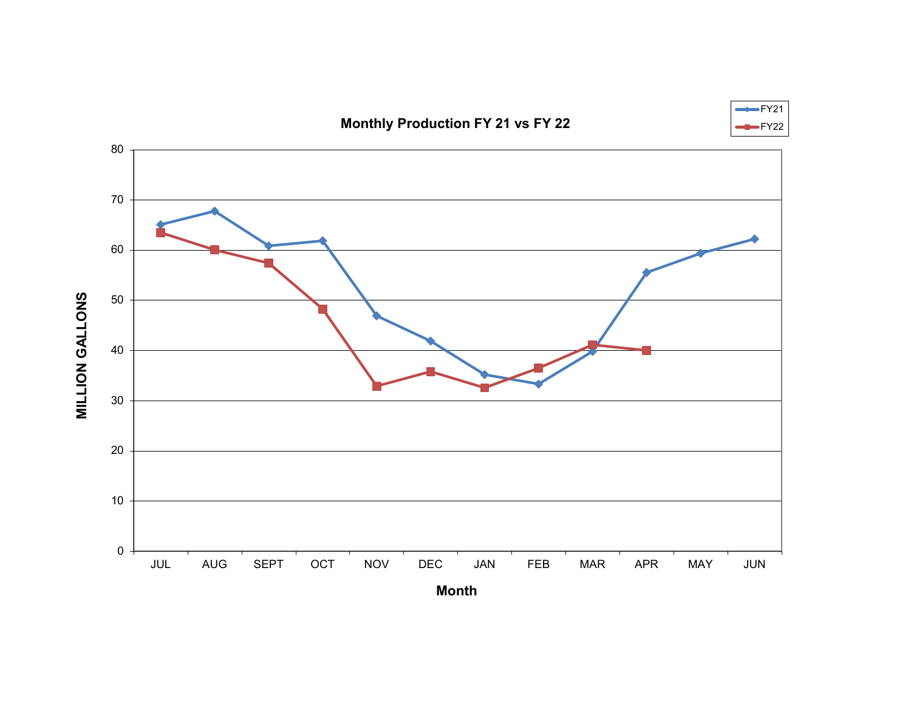## Monthly Production FY 21 vs FY 22

| Month | FY21 | FY22 |
|---|---|---|
| JUL | 65.1 | 63.5 |
| AUG | 67.8 | 60.1 |
| SEPT | 60.9 | 57.4 |
| OCT | 61.9 | 48.2 |
| NOV | 46.9 | 32.9 |
| DEC | 41.9 | 35.8 |
| JAN | 35.2 | 32.6 |
| FEB | 33.3 | 36.5 |
| MAR | 39.8 | 41.1 |
| APR | 55.5 | 40.0 |
| MAY | 59.4 | |
| JUN | 62.2 | |

Values are approximate readings from the chart. Y-axis: MILLION GALLONS (0–80). X-axis: Month.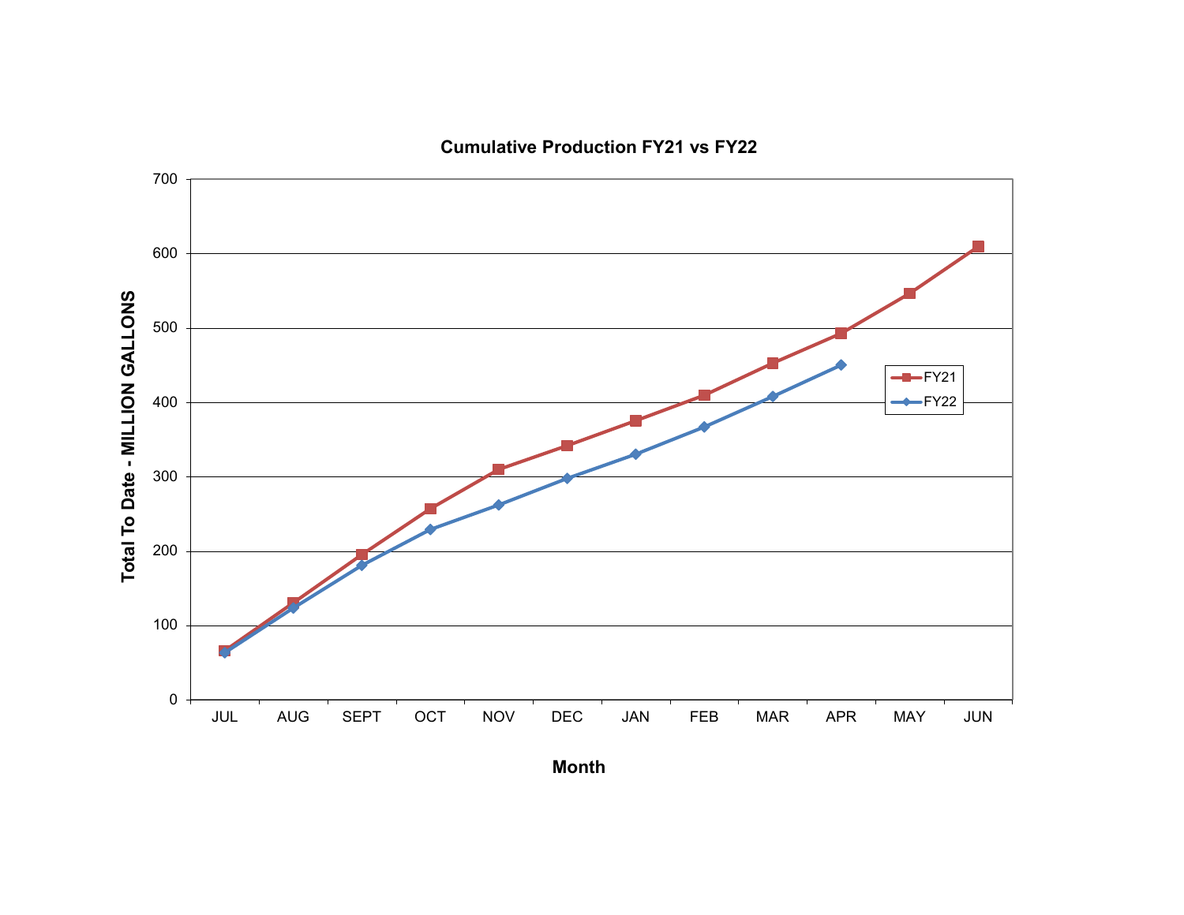Cumulative Production FY21 vs FY22

Total To Date - MILLION GALLONS

700
600
500
400
300
200
100
0

JUL AUG SEPT OCT NOV DEC JAN FEB MAR APR MAY JUN

Month

FY21
FY22